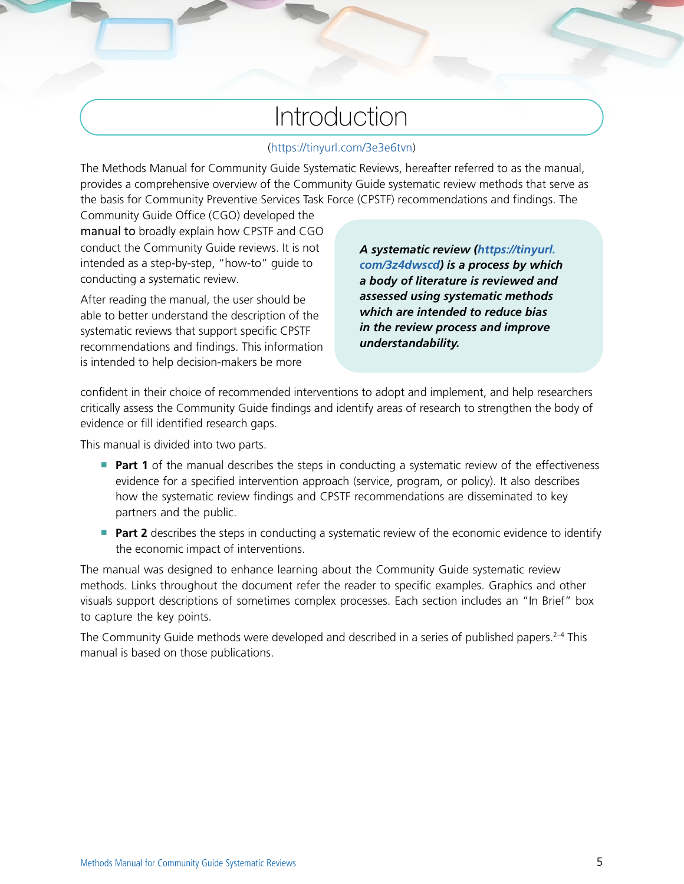# Introduction

(https://tinyurl.com/3e3e6tvn)

The Methods Manual for Community Guide Systematic Reviews, hereafter referred to as the manual, provides a comprehensive overview of the Community Guide systematic review methods that serve as the basis for Community Preventive Services Task Force (CPSTF) recommendations and findings. The Community Guide Office (CGO) developed the manual to broadly explain how CPSTF and CGO conduct the Community Guide reviews. It is not intended as a step-by-step, "how-to" guide to conducting a systematic review.

After reading the manual, the user should be able to better understand the description of the systematic reviews that support specific CPSTF recommendations and findings. This information is intended to help decision-makers be more confident in their choice of recommended interventions to adopt and implement, and help researchers critically assess the Community Guide findings and identify areas of research to strengthen the body of evidence or fill identified research gaps.

> ***A systematic review (https://tinyurl.com/3z4dwscd) is a process by which a body of literature is reviewed and assessed using systematic methods which are intended to reduce bias in the review process and improve understandability.***

This manual is divided into two parts.

- **Part 1** of the manual describes the steps in conducting a systematic review of the effectiveness evidence for a specified intervention approach (service, program, or policy). It also describes how the systematic review findings and CPSTF recommendations are disseminated to key partners and the public.
- **Part 2** describes the steps in conducting a systematic review of the economic evidence to identify the economic impact of interventions.

The manual was designed to enhance learning about the Community Guide systematic review methods. Links throughout the document refer the reader to specific examples. Graphics and other visuals support descriptions of sometimes complex processes. Each section includes an "In Brief" box to capture the key points.

The Community Guide methods were developed and described in a series of published papers.[2–4] This manual is based on those publications.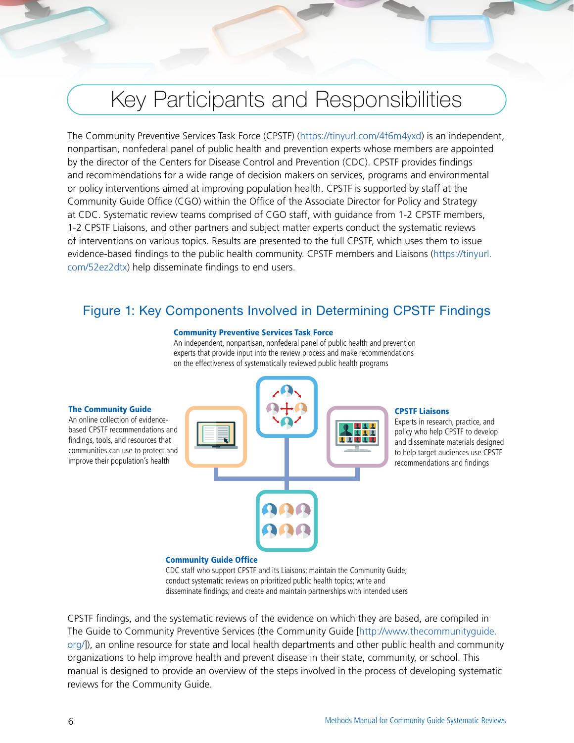# Key Participants and Responsibilities

The Community Preventive Services Task Force (CPSTF) (https://tinyurl.com/4f6m4yxd) is an independent, nonpartisan, nonfederal panel of public health and prevention experts whose members are appointed by the director of the Centers for Disease Control and Prevention (CDC). CPSTF provides findings and recommendations for a wide range of decision makers on services, programs and environmental or policy interventions aimed at improving population health. CPSTF is supported by staff at the Community Guide Office (CGO) within the Office of the Associate Director for Policy and Strategy at CDC. Systematic review teams comprised of CGO staff, with guidance from 1-2 CPSTF members, 1-2 CPSTF Liaisons, and other partners and subject matter experts conduct the systematic reviews of interventions on various topics. Results are presented to the full CPSTF, which uses them to issue evidence-based findings to the public health community. CPSTF members and Liaisons (https://tinyurl.com/52ez2dtx) help disseminate findings to end users.

## Figure 1: Key Components Involved in Determining CPSTF Findings

**Community Preventive Services Task Force**
An independent, nonpartisan, nonfederal panel of public health and prevention experts that provide input into the review process and make recommendations on the effectiveness of systematically reviewed public health programs

**The Community Guide**
An online collection of evidence-based CPSTF recommendations and findings, tools, and resources that communities can use to protect and improve their population's health

**CPSTF Liaisons**
Experts in research, practice, and policy who help CPSTF to develop and disseminate materials designed to help target audiences use CPSTF recommendations and findings

**Community Guide Office**
CDC staff who support CPSTF and its Liaisons; maintain the Community Guide; conduct systematic reviews on prioritized public health topics; write and disseminate findings; and create and maintain partnerships with intended users

CPSTF findings, and the systematic reviews of the evidence on which they are based, are compiled in The Guide to Community Preventive Services (the Community Guide [http://www.thecommunityguide.org/]), an online resource for state and local health departments and other public health and community organizations to help improve health and prevent disease in their state, community, or school. This manual is designed to provide an overview of the steps involved in the process of developing systematic reviews for the Community Guide.